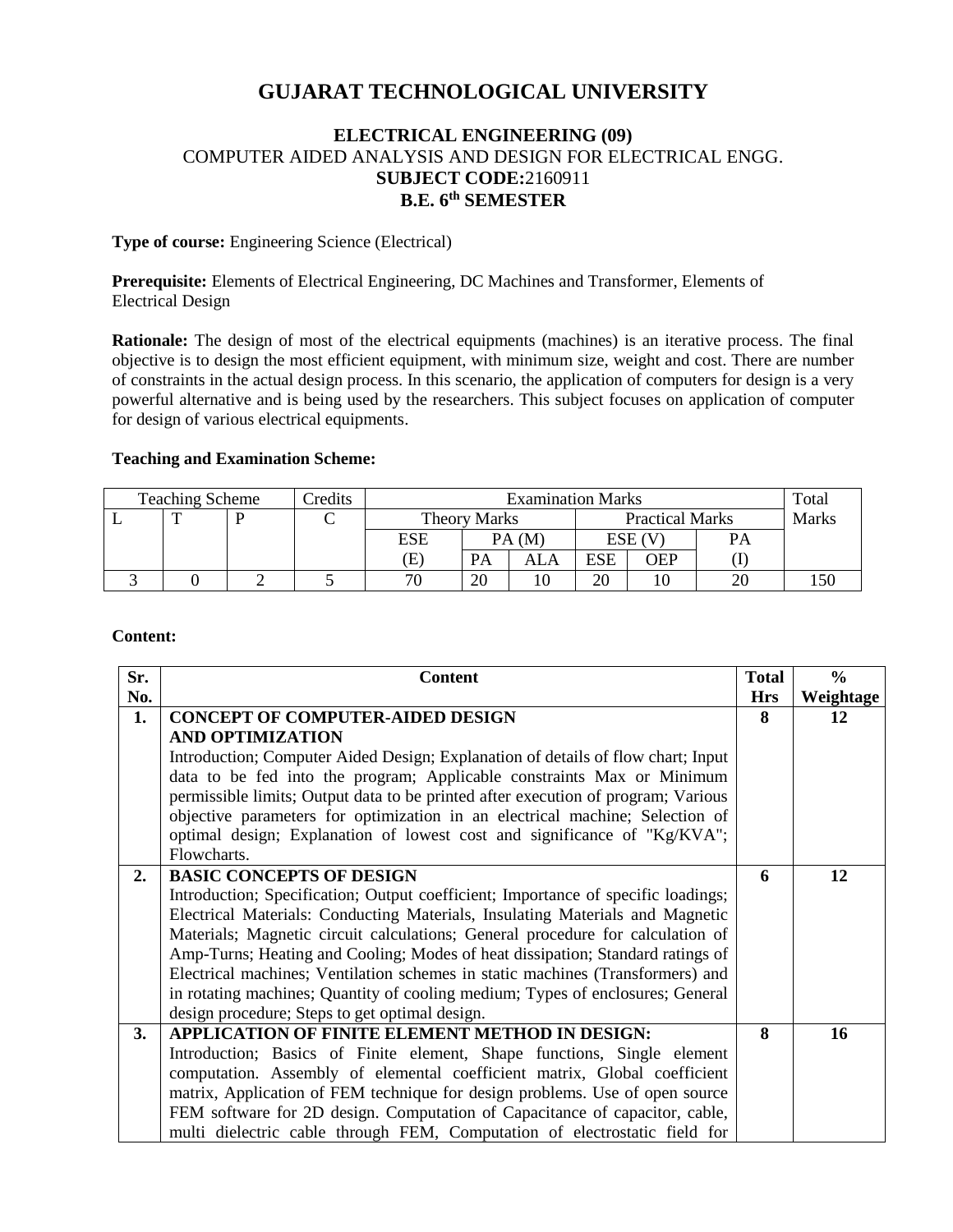# GUJARAT TECHNOLOGICAL UNIVERSITY

## ELECTRICAL ENGINEERING (09)

COMPUTER AIDED ANALYSIS AND DESIGN FOR ELECTRICAL ENGG.

**SUBJECT CODE:**2160911

**B.E. 6th SEMESTER**

**Type of course:** Engineering Science (Electrical)

**Prerequisite:** Elements of Electrical Engineering, DC Machines and Transformer, Elements of Electrical Design

**Rationale:** The design of most of the electrical equipments (machines) is an iterative process. The final objective is to design the most efficient equipment, with minimum size, weight and cost. There are number of constraints in the actual design process. In this scenario, the application of computers for design is a very powerful alternative and is being used by the researchers. This subject focuses on application of computer for design of various electrical equipments.

**Teaching and Examination Scheme:**

| Teaching Scheme | | | Credits | Examination Marks | | | | | | Total Marks |
|---|---|---|---|---|---|---|---|---|---|---|
| L | T | P | C | Theory Marks | | | Practical Marks | | | |
| | | | | ESE | PA (M) | | ESE (V) | | PA | |
| | | | | (E) | PA | ALA | ESE | OEP | (I) | |
| 3 | 0 | 2 | 5 | 70 | 20 | 10 | 20 | 10 | 20 | 150 |

**Content:**

| Sr. No. | Content | Total Hrs | % Weightage |
|---|---|---|---|
| **1.** | **CONCEPT OF COMPUTER-AIDED DESIGN AND OPTIMIZATION** Introduction; Computer Aided Design; Explanation of details of flow chart; Input data to be fed into the program; Applicable constraints Max or Minimum permissible limits; Output data to be printed after execution of program; Various objective parameters for optimization in an electrical machine; Selection of optimal design; Explanation of lowest cost and significance of "Kg/KVA"; Flowcharts. | **8** | **12** |
| **2.** | **BASIC CONCEPTS OF DESIGN** Introduction; Specification; Output coefficient; Importance of specific loadings; Electrical Materials: Conducting Materials, Insulating Materials and Magnetic Materials; Magnetic circuit calculations; General procedure for calculation of Amp-Turns; Heating and Cooling; Modes of heat dissipation; Standard ratings of Electrical machines; Ventilation schemes in static machines (Transformers) and in rotating machines; Quantity of cooling medium; Types of enclosures; General design procedure; Steps to get optimal design. | **6** | **12** |
| **3.** | **APPLICATION OF FINITE ELEMENT METHOD IN DESIGN:** Introduction; Basics of Finite element, Shape functions, Single element computation. Assembly of elemental coefficient matrix, Global coefficient matrix, Application of FEM technique for design problems. Use of open source FEM software for 2D design. Computation of Capacitance of capacitor, cable, multi dielectric cable through FEM, Computation of electrostatic field for | **8** | **16** |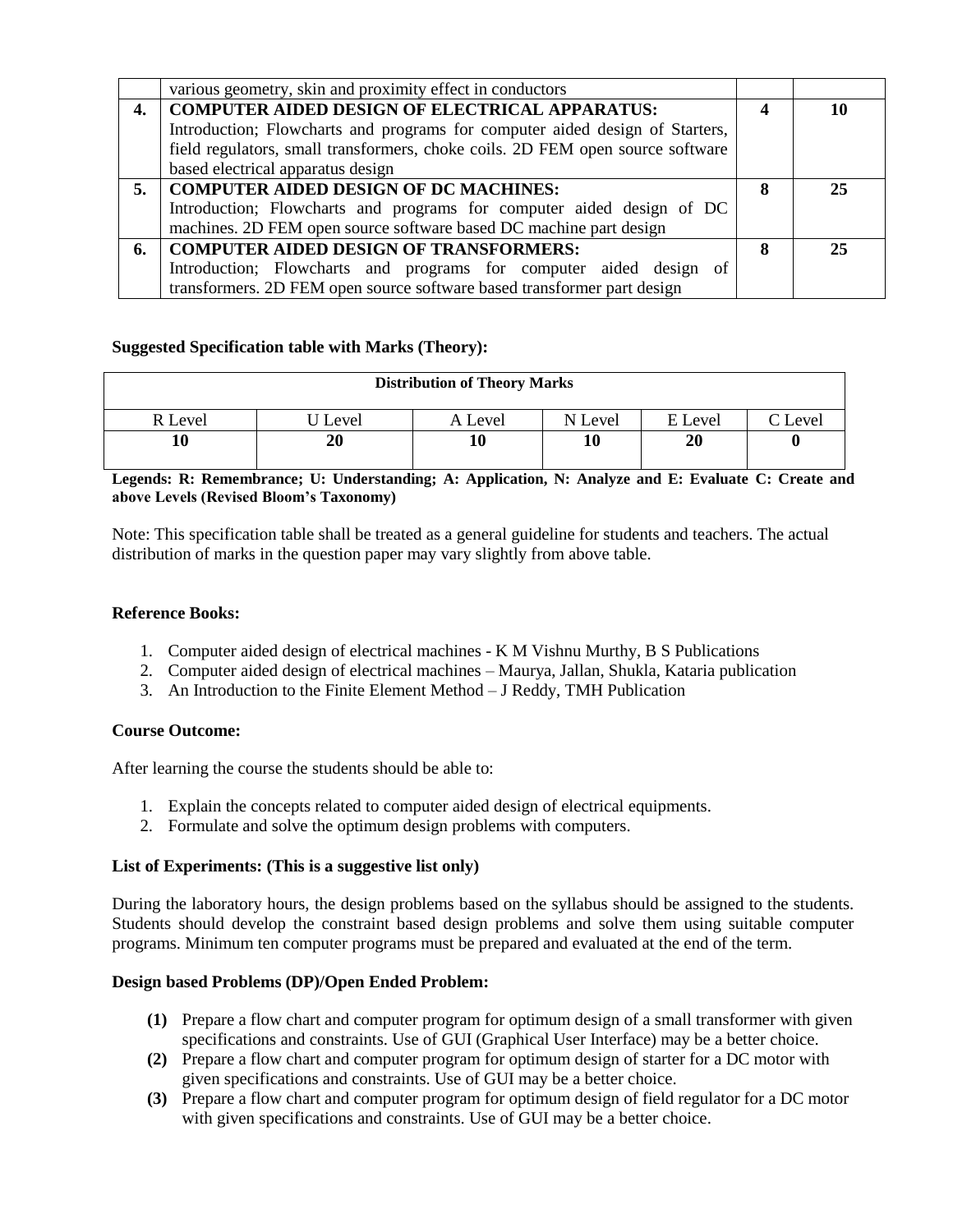| | | | |
|---|---|---|---|
| | various geometry, skin and proximity effect in conductors | | |
| **4.** | **COMPUTER AIDED DESIGN OF ELECTRICAL APPARATUS:** Introduction; Flowcharts and programs for computer aided design of Starters, field regulators, small transformers, choke coils. 2D FEM open source software based electrical apparatus design | **4** | **10** |
| **5.** | **COMPUTER AIDED DESIGN OF DC MACHINES:** Introduction; Flowcharts and programs for computer aided design of DC machines. 2D FEM open source software based DC machine part design | **8** | **25** |
| **6.** | **COMPUTER AIDED DESIGN OF TRANSFORMERS:** Introduction; Flowcharts and programs for computer aided design of transformers. 2D FEM open source software based transformer part design | **8** | **25** |

**Suggested Specification table with Marks (Theory):**

| **Distribution of Theory Marks** | | | | | |
|---|---|---|---|---|---|
| R Level | U Level | A Level | N Level | E Level | C Level |
| **10** | **20** | **10** | **10** | **20** | **0** |

**Legends: R: Remembrance; U: Understanding; A: Application, N: Analyze and E: Evaluate C: Create and above Levels (Revised Bloom's Taxonomy)**

Note: This specification table shall be treated as a general guideline for students and teachers. The actual distribution of marks in the question paper may vary slightly from above table.

**Reference Books:**

1. Computer aided design of electrical machines - K M Vishnu Murthy, B S Publications
2. Computer aided design of electrical machines – Maurya, Jallan, Shukla, Kataria publication
3. An Introduction to the Finite Element Method – J Reddy, TMH Publication

**Course Outcome:**

After learning the course the students should be able to:

1. Explain the concepts related to computer aided design of electrical equipments.
2. Formulate and solve the optimum design problems with computers.

**List of Experiments: (This is a suggestive list only)**

During the laboratory hours, the design problems based on the syllabus should be assigned to the students. Students should develop the constraint based design problems and solve them using suitable computer programs. Minimum ten computer programs must be prepared and evaluated at the end of the term.

**Design based Problems (DP)/Open Ended Problem:**

**(1)** Prepare a flow chart and computer program for optimum design of a small transformer with given specifications and constraints. Use of GUI (Graphical User Interface) may be a better choice.

**(2)** Prepare a flow chart and computer program for optimum design of starter for a DC motor with given specifications and constraints. Use of GUI may be a better choice.

**(3)** Prepare a flow chart and computer program for optimum design of field regulator for a DC motor with given specifications and constraints. Use of GUI may be a better choice.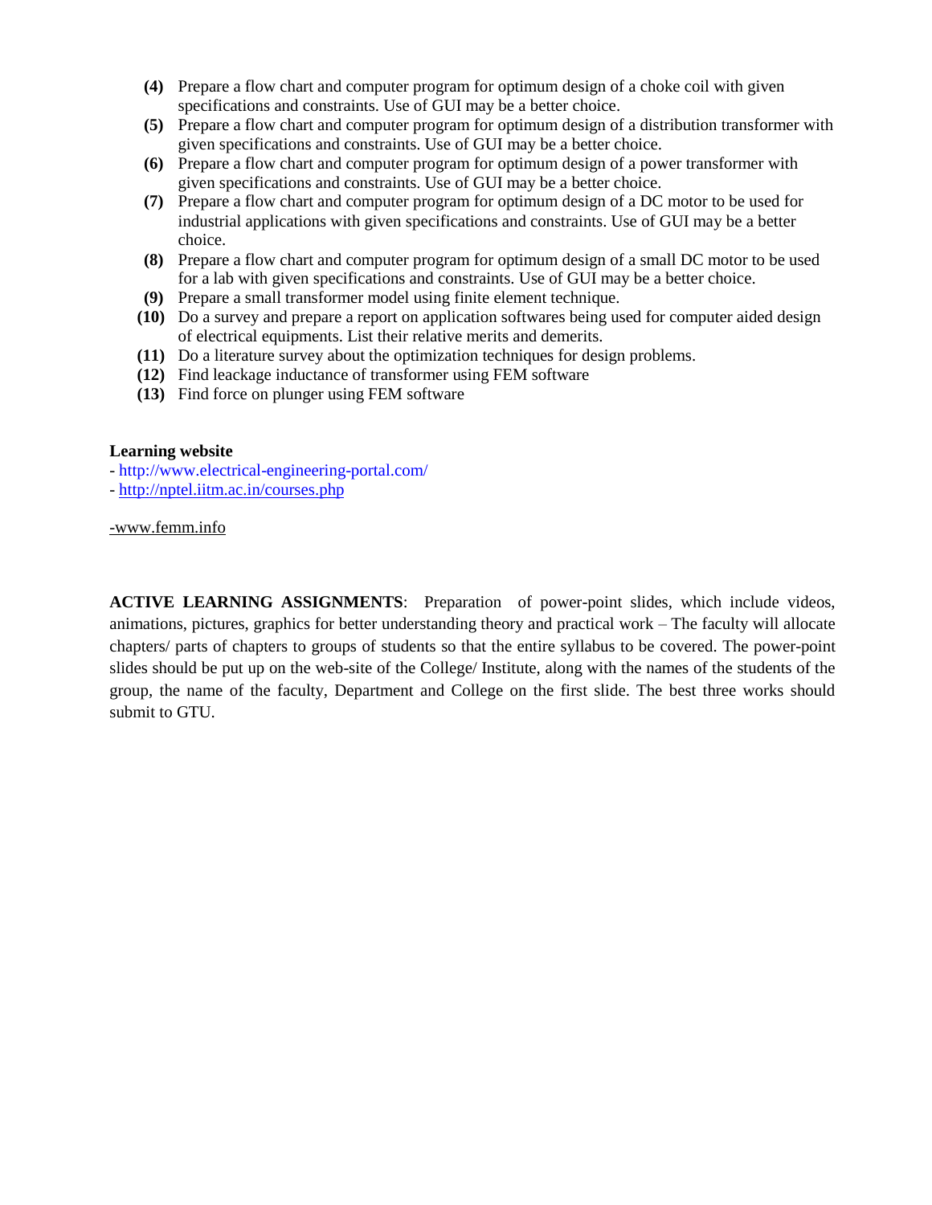**(4)** Prepare a flow chart and computer program for optimum design of a choke coil with given specifications and constraints. Use of GUI may be a better choice.

**(5)** Prepare a flow chart and computer program for optimum design of a distribution transformer with given specifications and constraints. Use of GUI may be a better choice.

**(6)** Prepare a flow chart and computer program for optimum design of a power transformer with given specifications and constraints. Use of GUI may be a better choice.

**(7)** Prepare a flow chart and computer program for optimum design of a DC motor to be used for industrial applications with given specifications and constraints. Use of GUI may be a better choice.

**(8)** Prepare a flow chart and computer program for optimum design of a small DC motor to be used for a lab with given specifications and constraints. Use of GUI may be a better choice.

**(9)** Prepare a small transformer model using finite element technique.

**(10)** Do a survey and prepare a report on application softwares being used for computer aided design of electrical equipments. List their relative merits and demerits.

**(11)** Do a literature survey about the optimization techniques for design problems.

**(12)** Find leackage inductance of transformer using FEM software

**(13)** Find force on plunger using FEM software

**Learning website**

- http://www.electrical-engineering-portal.com/
- http://nptel.iitm.ac.in/courses.php

-www.femm.info

**ACTIVE LEARNING ASSIGNMENTS**: Preparation of power-point slides, which include videos, animations, pictures, graphics for better understanding theory and practical work – The faculty will allocate chapters/ parts of chapters to groups of students so that the entire syllabus to be covered. The power-point slides should be put up on the web-site of the College/ Institute, along with the names of the students of the group, the name of the faculty, Department and College on the first slide. The best three works should submit to GTU.